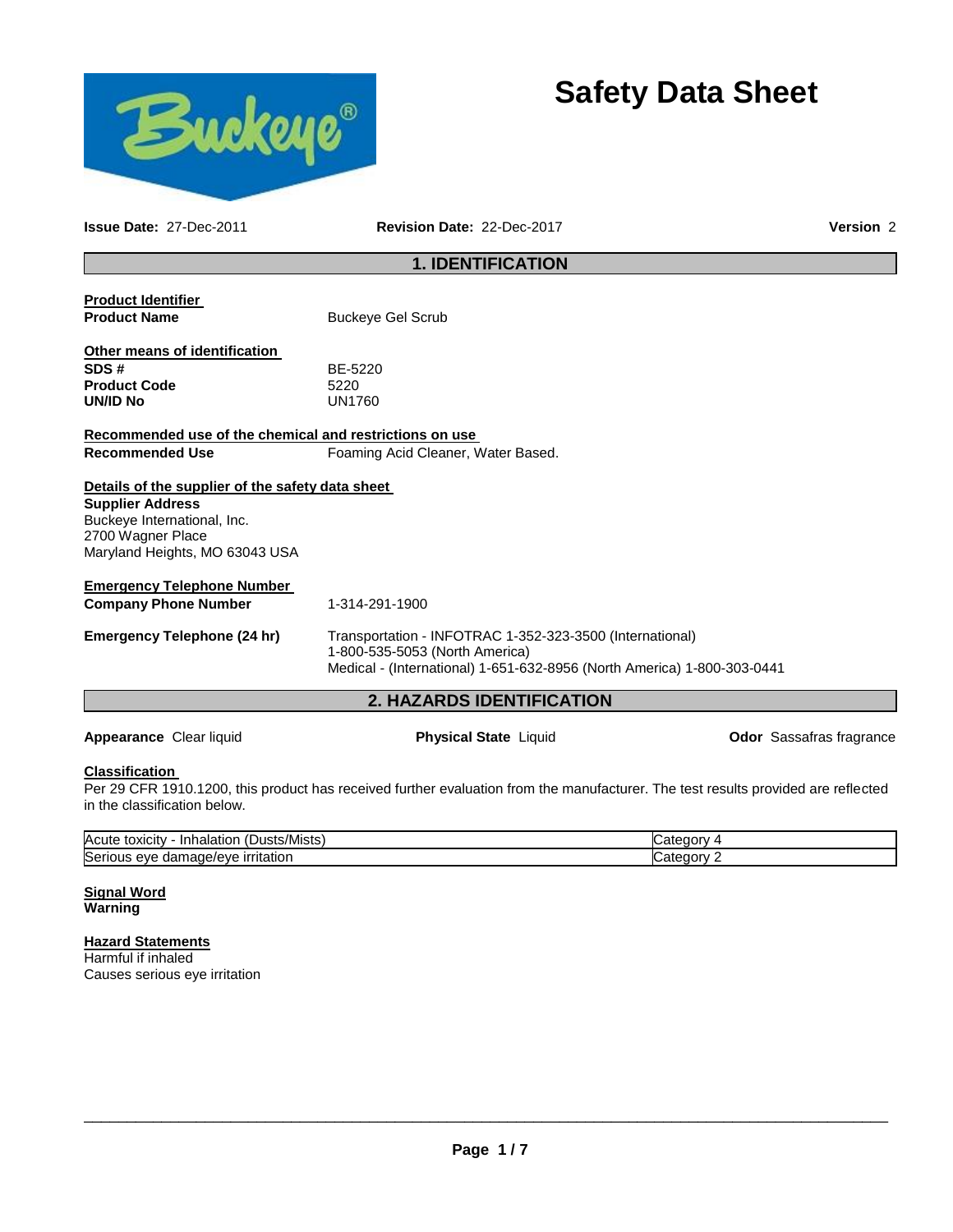# Safety Data Sheet

**Issue Date:** 27-Dec-2011 **Revision Date:** 22-Dec-2017 **Version** 2

## 1. IDENTIFICATION

**Product Identifier**

**Product Name** Buckeye Gel Scrub

**Other means of identification**

**SDS #** BE-5220
**Product Code** 5220
**UN/ID No** UN1760

**Recommended use of the chemical and restrictions on use**

**Recommended Use** Foaming Acid Cleaner, Water Based.

**Details of the supplier of the safety data sheet**

**Supplier Address**
Buckeye International, Inc.
2700 Wagner Place
Maryland Heights, MO 63043 USA

**Emergency Telephone Number**

**Company Phone Number** 1-314-291-1900

**Emergency Telephone (24 hr)** Transportation - INFOTRAC 1-352-323-3500 (International)
1-800-535-5053 (North America)
Medical - (International) 1-651-632-8956 (North America) 1-800-303-0441

## 2. HAZARDS IDENTIFICATION

**Appearance** Clear liquid **Physical State** Liquid **Odor** Sassafras fragrance

**Classification**

Per 29 CFR 1910.1200, this product has received further evaluation from the manufacturer. The test results provided are reflected in the classification below.

| | |
|---|---|
| Acute toxicity - Inhalation (Dusts/Mists) | Category 4 |
| Serious eye damage/eye irritation | Category 2 |

**Signal Word**
**Warning**

**Hazard Statements**
Harmful if inhaled
Causes serious eye irritation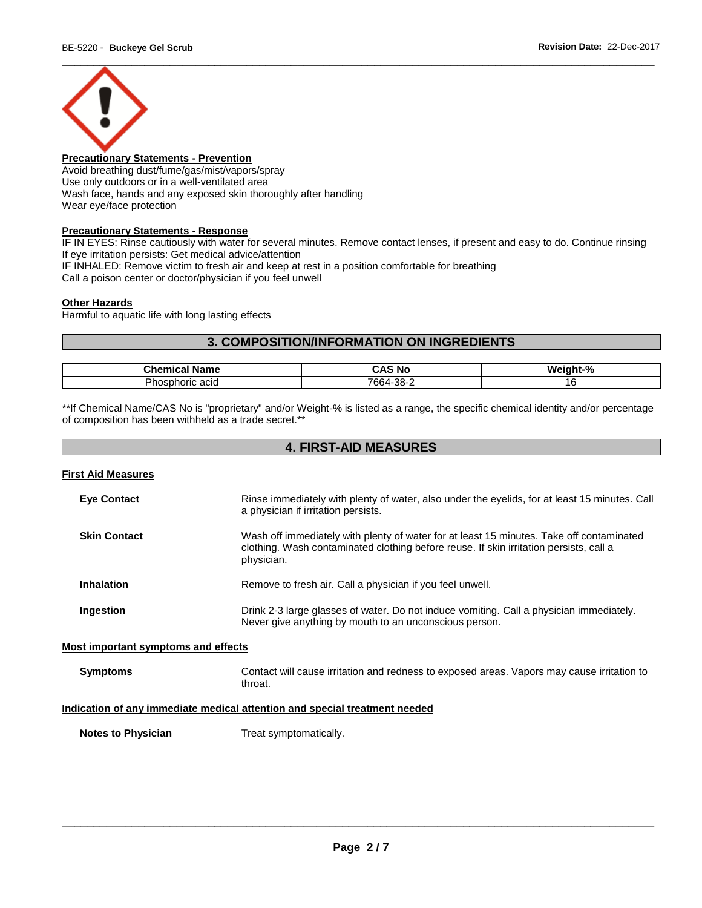**Precautionary Statements - Prevention**

Avoid breathing dust/fume/gas/mist/vapors/spray
Use only outdoors or in a well-ventilated area
Wash face, hands and any exposed skin thoroughly after handling
Wear eye/face protection

**Precautionary Statements - Response**

IF IN EYES: Rinse cautiously with water for several minutes. Remove contact lenses, if present and easy to do. Continue rinsing
If eye irritation persists: Get medical advice/attention
IF INHALED: Remove victim to fresh air and keep at rest in a position comfortable for breathing
Call a poison center or doctor/physician if you feel unwell

**Other Hazards**

Harmful to aquatic life with long lasting effects

## 3. COMPOSITION/INFORMATION ON INGREDIENTS

| Chemical Name | CAS No | Weight-% |
|---|---|---|
| Phosphoric acid | 7664-38-2 | 16 |

**If Chemical Name/CAS No is "proprietary" and/or Weight-% is listed as a range, the specific chemical identity and/or percentage of composition has been withheld as a trade secret.**

## 4. FIRST-AID MEASURES

**First Aid Measures**

**Eye Contact** Rinse immediately with plenty of water, also under the eyelids, for at least 15 minutes. Call a physician if irritation persists.

**Skin Contact** Wash off immediately with plenty of water for at least 15 minutes. Take off contaminated clothing. Wash contaminated clothing before reuse. If skin irritation persists, call a physician.

**Inhalation** Remove to fresh air. Call a physician if you feel unwell.

**Ingestion** Drink 2-3 large glasses of water. Do not induce vomiting. Call a physician immediately. Never give anything by mouth to an unconscious person.

**Most important symptoms and effects**

**Symptoms** Contact will cause irritation and redness to exposed areas. Vapors may cause irritation to throat.

**Indication of any immediate medical attention and special treatment needed**

**Notes to Physician** Treat symptomatically.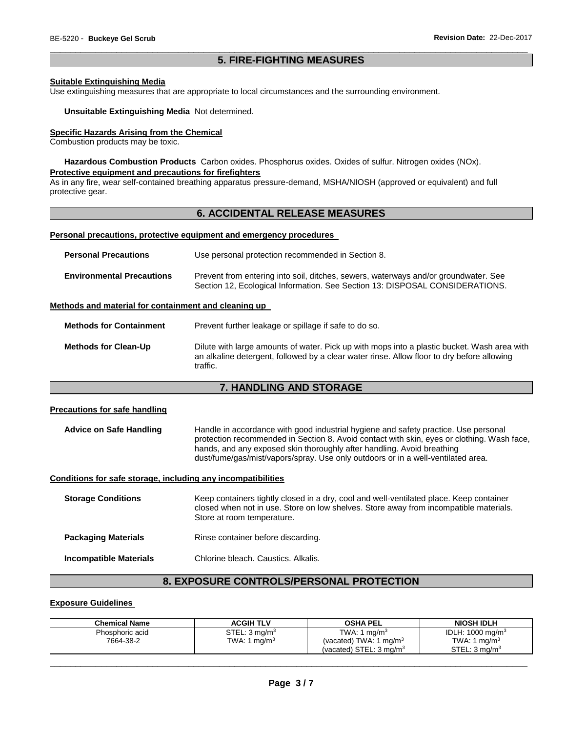## 5. FIRE-FIGHTING MEASURES

**Suitable Extinguishing Media**

Use extinguishing measures that are appropriate to local circumstances and the surrounding environment.

**Unsuitable Extinguishing Media** Not determined.

**Specific Hazards Arising from the Chemical**

Combustion products may be toxic.

**Hazardous Combustion Products** Carbon oxides. Phosphorus oxides. Oxides of sulfur. Nitrogen oxides (NOx).

**Protective equipment and precautions for firefighters**

As in any fire, wear self-contained breathing apparatus pressure-demand, MSHA/NIOSH (approved or equivalent) and full protective gear.

## 6. ACCIDENTAL RELEASE MEASURES

**Personal precautions, protective equipment and emergency procedures**

**Personal Precautions** Use personal protection recommended in Section 8.

**Environmental Precautions** Prevent from entering into soil, ditches, sewers, waterways and/or groundwater. See Section 12, Ecological Information. See Section 13: DISPOSAL CONSIDERATIONS.

**Methods and material for containment and cleaning up**

**Methods for Containment** Prevent further leakage or spillage if safe to do so.

**Methods for Clean-Up** Dilute with large amounts of water. Pick up with mops into a plastic bucket. Wash area with an alkaline detergent, followed by a clear water rinse. Allow floor to dry before allowing traffic.

## 7. HANDLING AND STORAGE

**Precautions for safe handling**

**Advice on Safe Handling** Handle in accordance with good industrial hygiene and safety practice. Use personal protection recommended in Section 8. Avoid contact with skin, eyes or clothing. Wash face, hands, and any exposed skin thoroughly after handling. Avoid breathing dust/fume/gas/mist/vapors/spray. Use only outdoors or in a well-ventilated area.

**Conditions for safe storage, including any incompatibilities**

**Storage Conditions** Keep containers tightly closed in a dry, cool and well-ventilated place. Keep container closed when not in use. Store on low shelves. Store away from incompatible materials. Store at room temperature.

**Packaging Materials** Rinse container before discarding.

**Incompatible Materials** Chlorine bleach. Caustics. Alkalis.

## 8. EXPOSURE CONTROLS/PERSONAL PROTECTION

**Exposure Guidelines**

| Chemical Name | ACGIH TLV | OSHA PEL | NIOSH IDLH |
|---|---|---|---|
| Phosphoric acid<br>7664-38-2 | STEL: 3 mg/m$^3$<br>TWA: 1 mg/m$^3$ | TWA: 1 mg/m$^3$<br>(vacated) TWA: 1 mg/m$^3$<br>(vacated) STEL: 3 mg/m$^3$ | IDLH: 1000 mg/m$^3$<br>TWA: 1 mg/m$^3$<br>STEL: 3 mg/m$^3$ |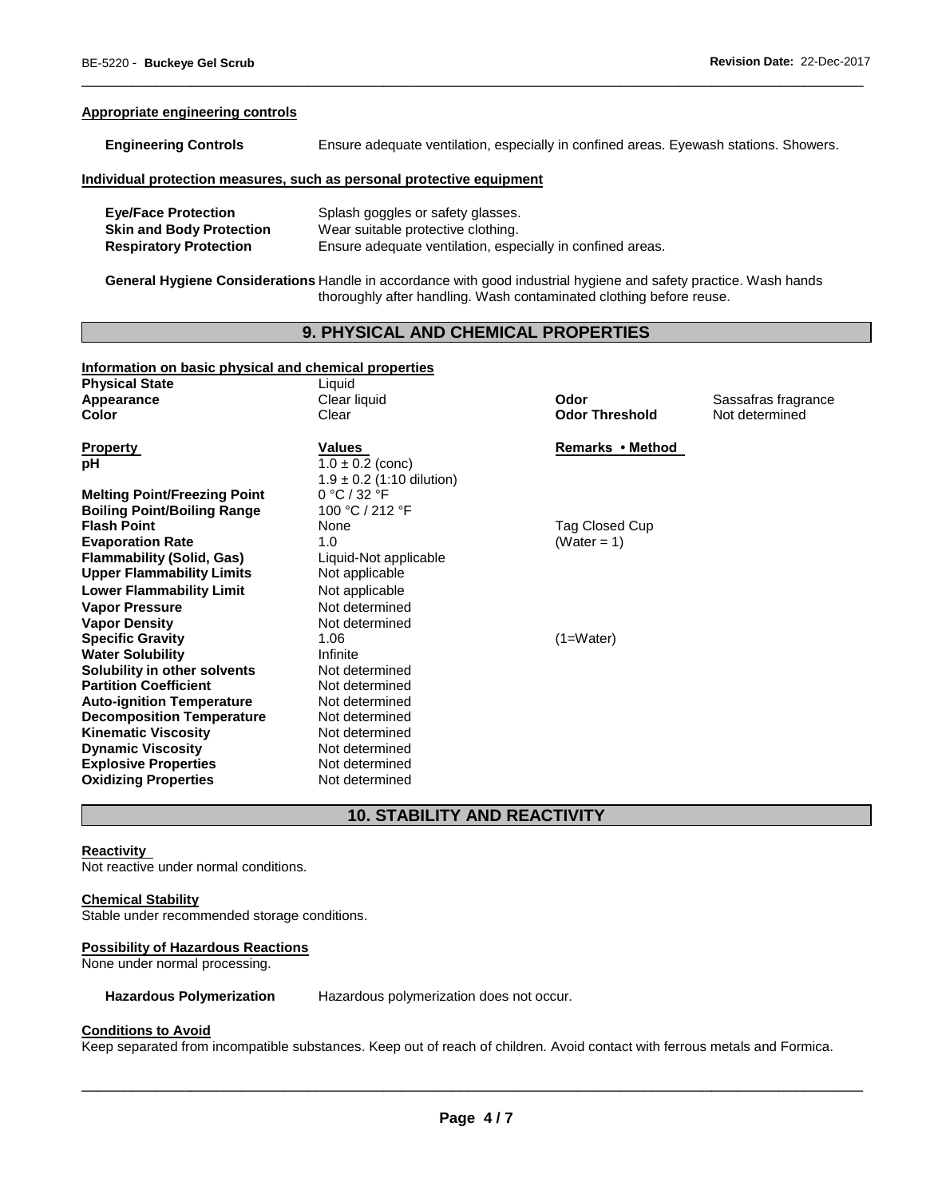#### Appropriate engineering controls

**Engineering Controls** Ensure adequate ventilation, especially in confined areas. Eyewash stations. Showers.

#### Individual protection measures, such as personal protective equipment

| | |
|---|---|
| **Eye/Face Protection** | Splash goggles or safety glasses. |
| **Skin and Body Protection** | Wear suitable protective clothing. |
| **Respiratory Protection** | Ensure adequate ventilation, especially in confined areas. |

**General Hygiene Considerations** Handle in accordance with good industrial hygiene and safety practice. Wash hands thoroughly after handling. Wash contaminated clothing before reuse.

## 9. PHYSICAL AND CHEMICAL PROPERTIES

#### Information on basic physical and chemical properties

| | | | |
|---|---|---|---|
| **Physical State** | Liquid | | |
| **Appearance** | Clear liquid | **Odor** | Sassafras fragrance |
| **Color** | Clear | **Odor Threshold** | Not determined |

| **Property** | **Values** | **Remarks • Method** |
|---|---|---|
| **pH** | 1.0 ± 0.2 (conc)<br>1.9 ± 0.2 (1:10 dilution) | |
| **Melting Point/Freezing Point** | 0 °C / 32 °F | |
| **Boiling Point/Boiling Range** | 100 °C / 212 °F | |
| **Flash Point** | None | Tag Closed Cup |
| **Evaporation Rate** | 1.0 | (Water = 1) |
| **Flammability (Solid, Gas)** | Liquid-Not applicable | |
| **Upper Flammability Limits** | Not applicable | |
| **Lower Flammability Limit** | Not applicable | |
| **Vapor Pressure** | Not determined | |
| **Vapor Density** | Not determined | |
| **Specific Gravity** | 1.06 | (1=Water) |
| **Water Solubility** | Infinite | |
| **Solubility in other solvents** | Not determined | |
| **Partition Coefficient** | Not determined | |
| **Auto-ignition Temperature** | Not determined | |
| **Decomposition Temperature** | Not determined | |
| **Kinematic Viscosity** | Not determined | |
| **Dynamic Viscosity** | Not determined | |
| **Explosive Properties** | Not determined | |
| **Oxidizing Properties** | Not determined | |

## 10. STABILITY AND REACTIVITY

#### Reactivity

Not reactive under normal conditions.

#### Chemical Stability

Stable under recommended storage conditions.

#### Possibility of Hazardous Reactions

None under normal processing.

**Hazardous Polymerization** Hazardous polymerization does not occur.

#### Conditions to Avoid

Keep separated from incompatible substances. Keep out of reach of children. Avoid contact with ferrous metals and Formica.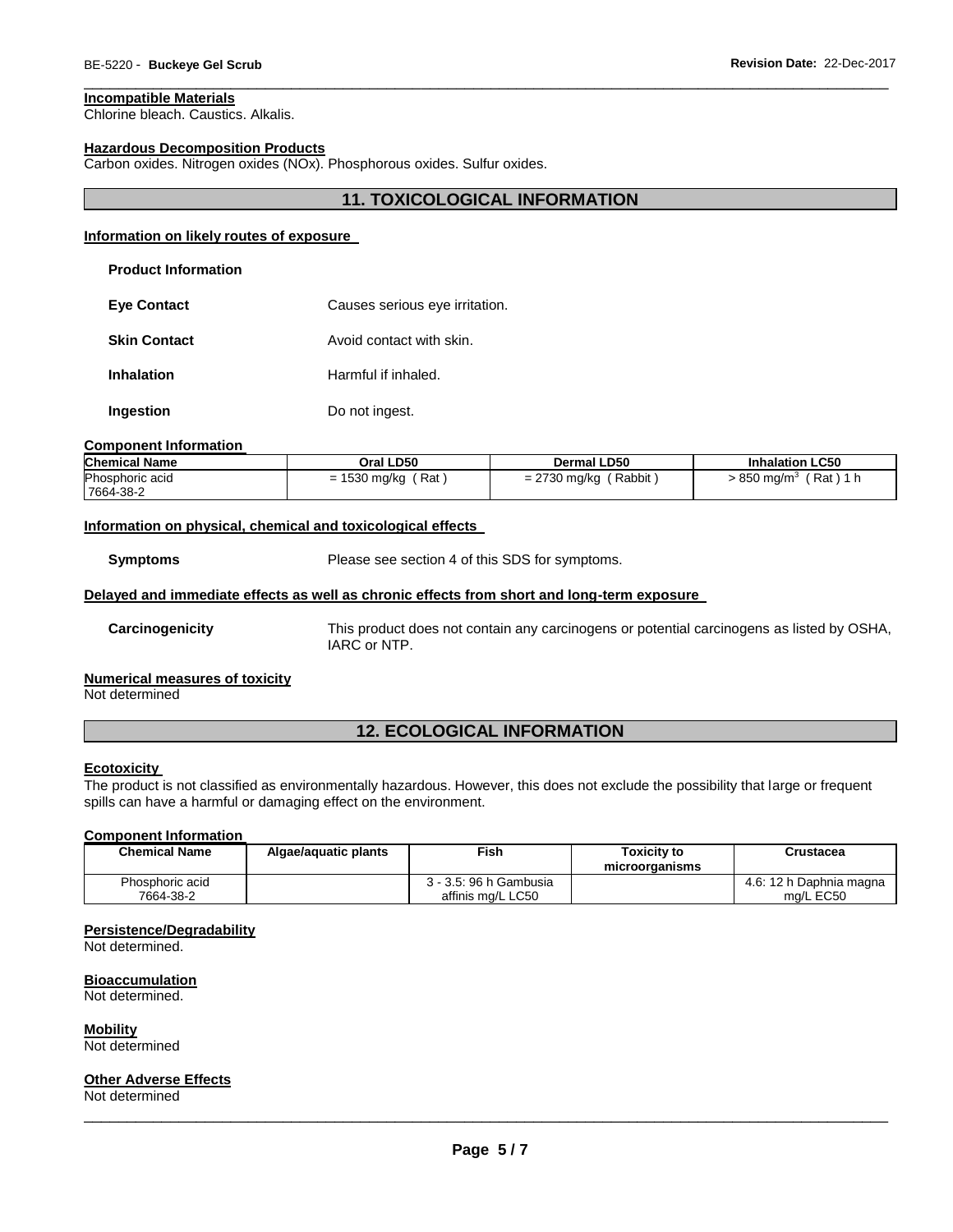#### Incompatible Materials

Chlorine bleach. Caustics. Alkalis.

#### Hazardous Decomposition Products

Carbon oxides. Nitrogen oxides (NOx). Phosphorous oxides. Sulfur oxides.

## 11. TOXICOLOGICAL INFORMATION

#### Information on likely routes of exposure

**Product Information**

**Eye Contact** Causes serious eye irritation.

**Skin Contact** Avoid contact with skin.

**Inhalation** Harmful if inhaled.

**Ingestion** Do not ingest.

#### Component Information

| Chemical Name | Oral LD50 | Dermal LD50 | Inhalation LC50 |
|---|---|---|---|
| Phosphoric acid 7664-38-2 | = 1530 mg/kg ( Rat ) | = 2730 mg/kg ( Rabbit ) | > 850 mg/m$^3$ ( Rat ) 1 h |

#### Information on physical, chemical and toxicological effects

**Symptoms** Please see section 4 of this SDS for symptoms.

#### Delayed and immediate effects as well as chronic effects from short and long-term exposure

**Carcinogenicity** This product does not contain any carcinogens or potential carcinogens as listed by OSHA, IARC or NTP.

#### Numerical measures of toxicity

Not determined

## 12. ECOLOGICAL INFORMATION

#### Ecotoxicity

The product is not classified as environmentally hazardous. However, this does not exclude the possibility that large or frequent spills can have a harmful or damaging effect on the environment.

#### Component Information

| Chemical Name | Algae/aquatic plants | Fish | Toxicity to microorganisms | Crustacea |
|---|---|---|---|---|
| Phosphoric acid 7664-38-2 | | 3 - 3.5: 96 h Gambusia affinis mg/L LC50 | | 4.6: 12 h Daphnia magna mg/L EC50 |

#### Persistence/Degradability

Not determined.

#### Bioaccumulation

Not determined.

#### Mobility

Not determined

#### Other Adverse Effects

Not determined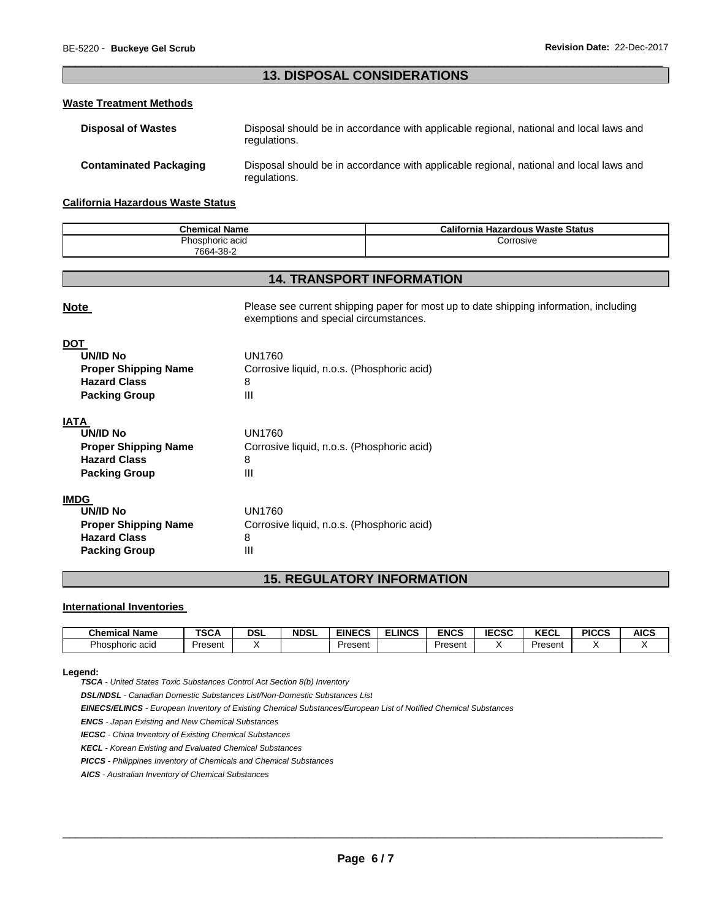## 13. DISPOSAL CONSIDERATIONS

### Waste Treatment Methods

**Disposal of Wastes** Disposal should be in accordance with applicable regional, national and local laws and regulations.

**Contaminated Packaging** Disposal should be in accordance with applicable regional, national and local laws and regulations.

### California Hazardous Waste Status

| Chemical Name | California Hazardous Waste Status |
|---|---|
| Phosphoric acid 7664-38-2 | Corrosive |

## 14. TRANSPORT INFORMATION

**Note** Please see current shipping paper for most up to date shipping information, including exemptions and special circumstances.

**DOT**

**UN/ID No** UN1760
**Proper Shipping Name** Corrosive liquid, n.o.s. (Phosphoric acid)
**Hazard Class** 8
**Packing Group** III

**IATA**

**UN/ID No** UN1760
**Proper Shipping Name** Corrosive liquid, n.o.s. (Phosphoric acid)
**Hazard Class** 8
**Packing Group** III

**IMDG**

**UN/ID No** UN1760
**Proper Shipping Name** Corrosive liquid, n.o.s. (Phosphoric acid)
**Hazard Class** 8
**Packing Group** III

## 15. REGULATORY INFORMATION

### International Inventories

| Chemical Name | TSCA | DSL | NDSL | EINECS | ELINCS | ENCS | IECSC | KECL | PICCS | AICS |
|---|---|---|---|---|---|---|---|---|---|---|
| Phosphoric acid | Present | X | | Present | | Present | X | Present | X | X |

**Legend:**

***TSCA*** *- United States Toxic Substances Control Act Section 8(b) Inventory*

***DSL/NDSL*** *- Canadian Domestic Substances List/Non-Domestic Substances List*

***EINECS/ELINCS*** *- European Inventory of Existing Chemical Substances/European List of Notified Chemical Substances*

***ENCS*** *- Japan Existing and New Chemical Substances*

***IECSC*** *- China Inventory of Existing Chemical Substances*

***KECL*** *- Korean Existing and Evaluated Chemical Substances*

***PICCS*** *- Philippines Inventory of Chemicals and Chemical Substances*

***AICS*** *- Australian Inventory of Chemical Substances*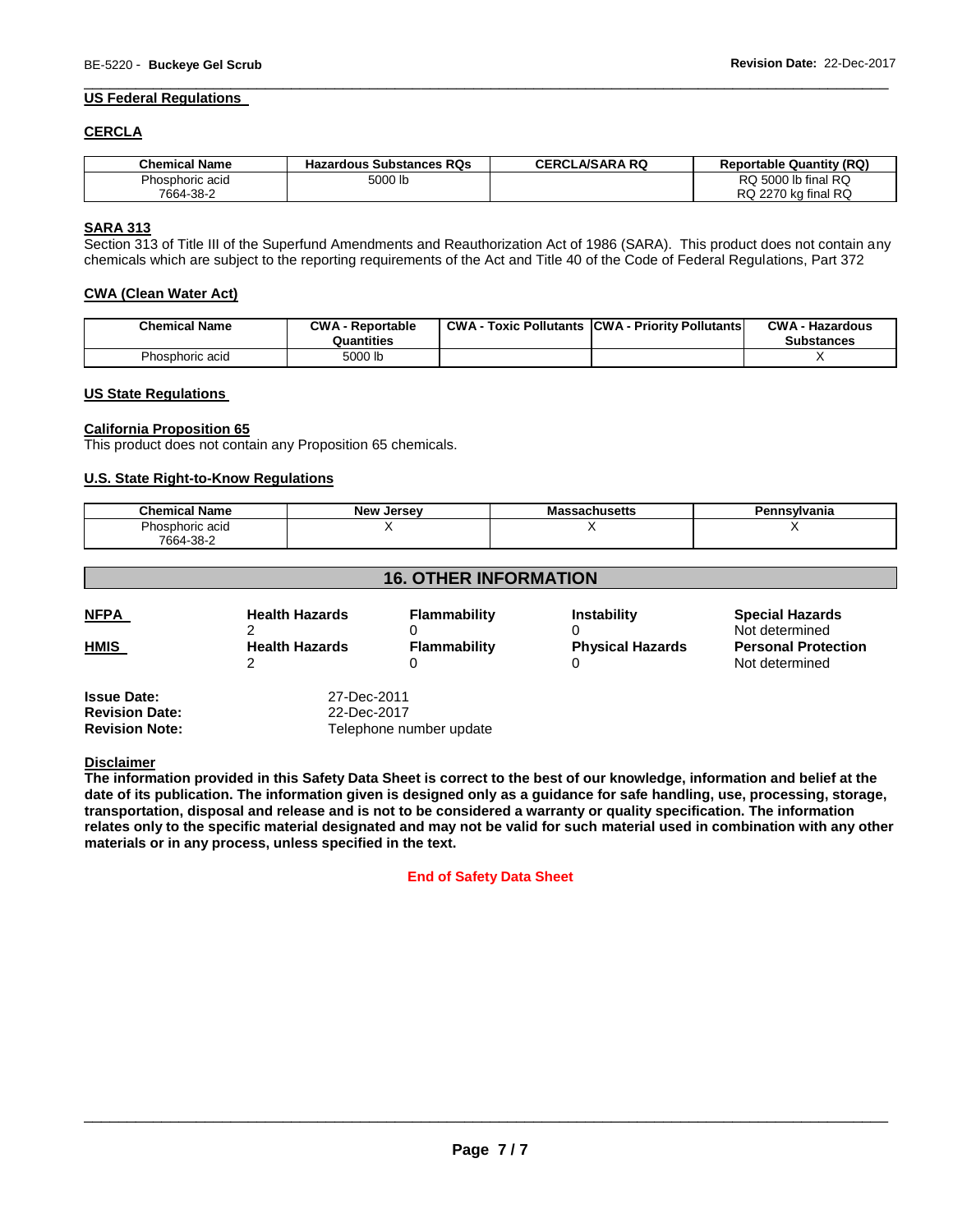### US Federal Regulations

#### CERCLA

| Chemical Name | Hazardous Substances RQs | CERCLA/SARA RQ | Reportable Quantity (RQ) |
|---|---|---|---|
| Phosphoric acid<br>7664-38-2 | 5000 lb | | RQ 5000 lb final RQ<br>RQ 2270 kg final RQ |

#### SARA 313

Section 313 of Title III of the Superfund Amendments and Reauthorization Act of 1986 (SARA). This product does not contain any chemicals which are subject to the reporting requirements of the Act and Title 40 of the Code of Federal Regulations, Part 372

#### CWA (Clean Water Act)

| Chemical Name | CWA - Reportable Quantities | CWA - Toxic Pollutants | CWA - Priority Pollutants | CWA - Hazardous Substances |
|---|---|---|---|---|
| Phosphoric acid | 5000 lb | | | X |

### US State Regulations

#### California Proposition 65

This product does not contain any Proposition 65 chemicals.

#### U.S. State Right-to-Know Regulations

| Chemical Name | New Jersey | Massachusetts | Pennsylvania |
|---|---|---|---|
| Phosphoric acid<br>7664-38-2 | X | X | X |

## 16. OTHER INFORMATION

| | | | | |
|---|---|---|---|---|
| **NFPA** | **Health Hazards**<br>2 | **Flammability**<br>0 | **Instability**<br>0 | **Special Hazards**<br>Not determined |
| **HMIS** | **Health Hazards**<br>2 | **Flammability**<br>0 | **Physical Hazards**<br>0 | **Personal Protection**<br>Not determined |

**Issue Date:** 27-Dec-2011
**Revision Date:** 22-Dec-2017
**Revision Note:** Telephone number update

#### Disclaimer

**The information provided in this Safety Data Sheet is correct to the best of our knowledge, information and belief at the date of its publication. The information given is designed only as a guidance for safe handling, use, processing, storage, transportation, disposal and release and is not to be considered a warranty or quality specification. The information relates only to the specific material designated and may not be valid for such material used in combination with any other materials or in any process, unless specified in the text.**

**End of Safety Data Sheet**